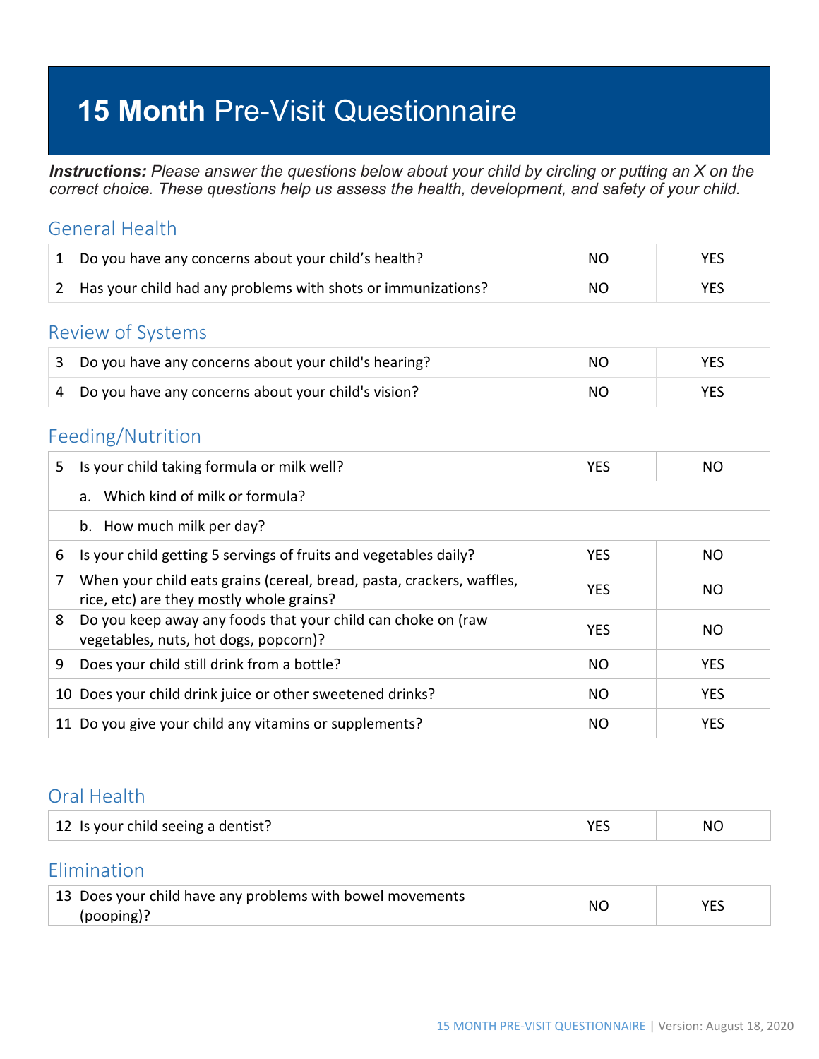# **15 Month** Pre-Visit Questionnaire

***Instructions:*** *Please answer the questions below about your child by circling or putting an X on the correct choice. These questions help us assess the health, development, and safety of your child.*

## General Health

| | | | |
|---|---|---|---|
| 1 | Do you have any concerns about your child's health? | NO | YES |
| 2 | Has your child had any problems with shots or immunizations? | NO | YES |

## Review of Systems

| | | | |
|---|---|---|---|
| 3 | Do you have any concerns about your child's hearing? | NO | YES |
| 4 | Do you have any concerns about your child's vision? | NO | YES |

## Feeding/Nutrition

| | | | |
|---|---|---|---|
| 5 | Is your child taking formula or milk well? | YES | NO |
| | a. Which kind of milk or formula? | | |
| | b. How much milk per day? | | |
| 6 | Is your child getting 5 servings of fruits and vegetables daily? | YES | NO |
| 7 | When your child eats grains (cereal, bread, pasta, crackers, waffles, rice, etc) are they mostly whole grains? | YES | NO |
| 8 | Do you keep away any foods that your child can choke on (raw vegetables, nuts, hot dogs, popcorn)? | YES | NO |
| 9 | Does your child still drink from a bottle? | NO | YES |
| 10 | Does your child drink juice or other sweetened drinks? | NO | YES |
| 11 | Do you give your child any vitamins or supplements? | NO | YES |

## Oral Health

| | | | |
|---|---|---|---|
| 12 | Is your child seeing a dentist? | YES | NO |

## Elimination

| | | | |
|---|---|---|---|
| 13 | Does your child have any problems with bowel movements (pooping)? | NO | YES |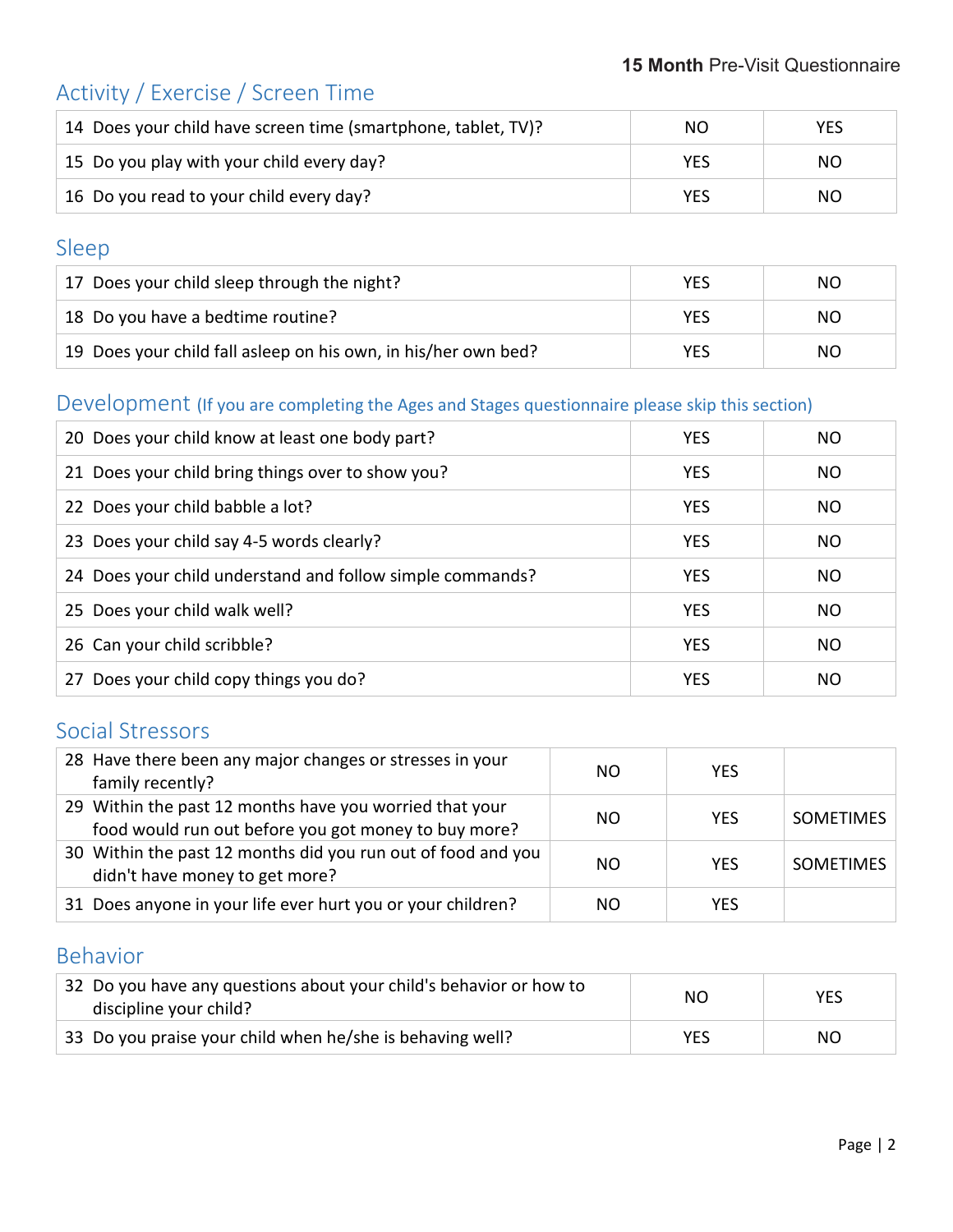## Activity / Exercise / Screen Time

| | | |
|---|---|---|
| 14 Does your child have screen time (smartphone, tablet, TV)? | NO | YES |
| 15 Do you play with your child every day? | YES | NO |
| 16 Do you read to your child every day? | YES | NO |

## Sleep

| | | |
|---|---|---|
| 17 Does your child sleep through the night? | YES | NO |
| 18 Do you have a bedtime routine? | YES | NO |
| 19 Does your child fall asleep on his own, in his/her own bed? | YES | NO |

## Development (If you are completing the Ages and Stages questionnaire please skip this section)

| | | |
|---|---|---|
| 20 Does your child know at least one body part? | YES | NO |
| 21 Does your child bring things over to show you? | YES | NO |
| 22 Does your child babble a lot? | YES | NO |
| 23 Does your child say 4-5 words clearly? | YES | NO |
| 24 Does your child understand and follow simple commands? | YES | NO |
| 25 Does your child walk well? | YES | NO |
| 26 Can your child scribble? | YES | NO |
| 27 Does your child copy things you do? | YES | NO |

## Social Stressors

| | | | |
|---|---|---|---|
| 28 Have there been any major changes or stresses in your family recently? | NO | YES | |
| 29 Within the past 12 months have you worried that your food would run out before you got money to buy more? | NO | YES | SOMETIMES |
| 30 Within the past 12 months did you run out of food and you didn't have money to get more? | NO | YES | SOMETIMES |
| 31 Does anyone in your life ever hurt you or your children? | NO | YES | |

## Behavior

| | | |
|---|---|---|
| 32 Do you have any questions about your child's behavior or how to discipline your child? | NO | YES |
| 33 Do you praise your child when he/she is behaving well? | YES | NO |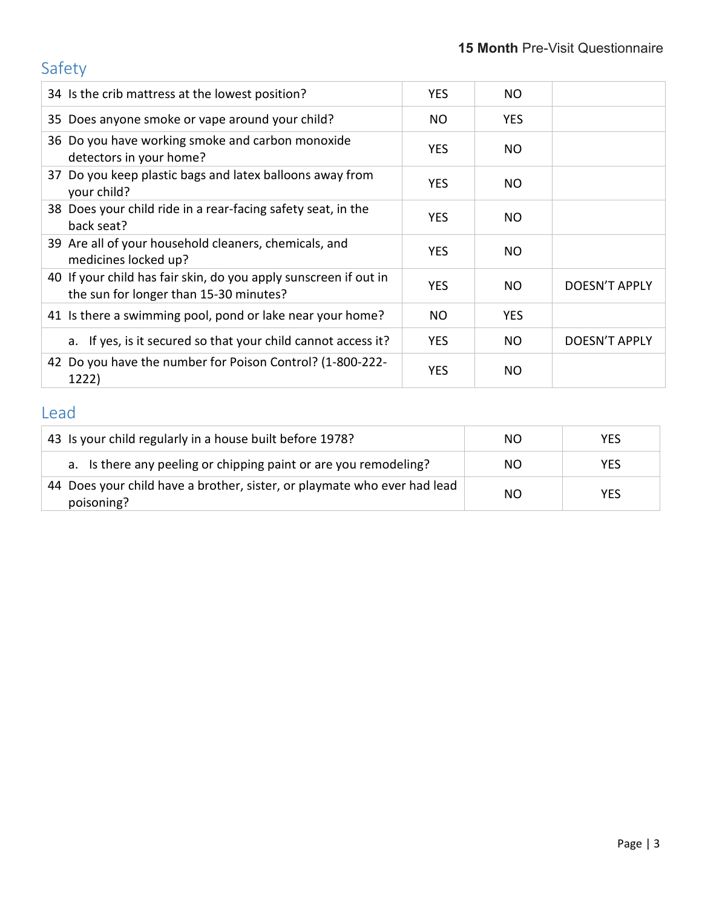## Safety

| | | | |
|---|---|---|---|
| 34 Is the crib mattress at the lowest position? | YES | NO | |
| 35 Does anyone smoke or vape around your child? | NO | YES | |
| 36 Do you have working smoke and carbon monoxide detectors in your home? | YES | NO | |
| 37 Do you keep plastic bags and latex balloons away from your child? | YES | NO | |
| 38 Does your child ride in a rear-facing safety seat, in the back seat? | YES | NO | |
| 39 Are all of your household cleaners, chemicals, and medicines locked up? | YES | NO | |
| 40 If your child has fair skin, do you apply sunscreen if out in the sun for longer than 15-30 minutes? | YES | NO | DOESN'T APPLY |
| 41 Is there a swimming pool, pond or lake near your home? | NO | YES | |
| a. If yes, is it secured so that your child cannot access it? | YES | NO | DOESN'T APPLY |
| 42 Do you have the number for Poison Control? (1-800-222-1222) | YES | NO | |

## Lead

| | | |
|---|---|---|
| 43 Is your child regularly in a house built before 1978? | NO | YES |
| a. Is there any peeling or chipping paint or are you remodeling? | NO | YES |
| 44 Does your child have a brother, sister, or playmate who ever had lead poisoning? | NO | YES |